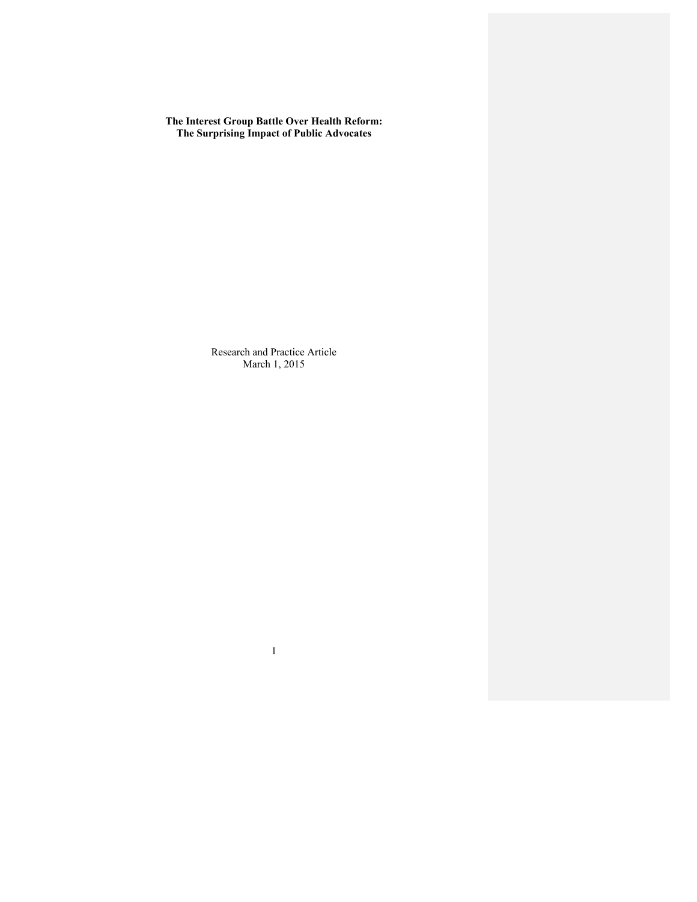# The Interest Group Battle Over Health Reform: The Surprising Impact of Public Advocates

Research and Practice Article
March 1, 2015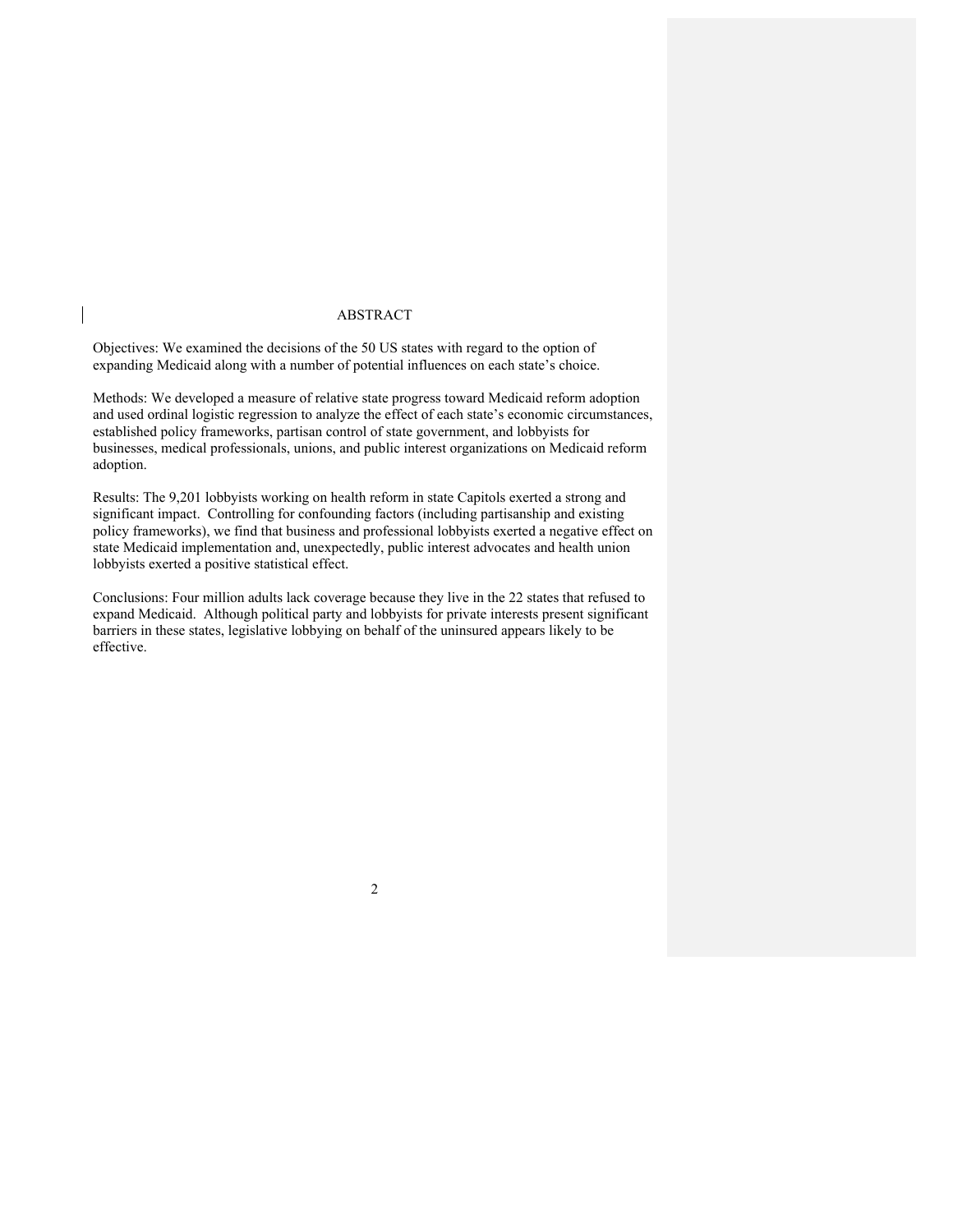# ABSTRACT

Objectives: We examined the decisions of the 50 US states with regard to the option of expanding Medicaid along with a number of potential influences on each state's choice.

Methods: We developed a measure of relative state progress toward Medicaid reform adoption and used ordinal logistic regression to analyze the effect of each state's economic circumstances, established policy frameworks, partisan control of state government, and lobbyists for businesses, medical professionals, unions, and public interest organizations on Medicaid reform adoption.

Results: The 9,201 lobbyists working on health reform in state Capitols exerted a strong and significant impact. Controlling for confounding factors (including partisanship and existing policy frameworks), we find that business and professional lobbyists exerted a negative effect on state Medicaid implementation and, unexpectedly, public interest advocates and health union lobbyists exerted a positive statistical effect.

Conclusions: Four million adults lack coverage because they live in the 22 states that refused to expand Medicaid. Although political party and lobbyists for private interests present significant barriers in these states, legislative lobbying on behalf of the uninsured appears likely to be effective.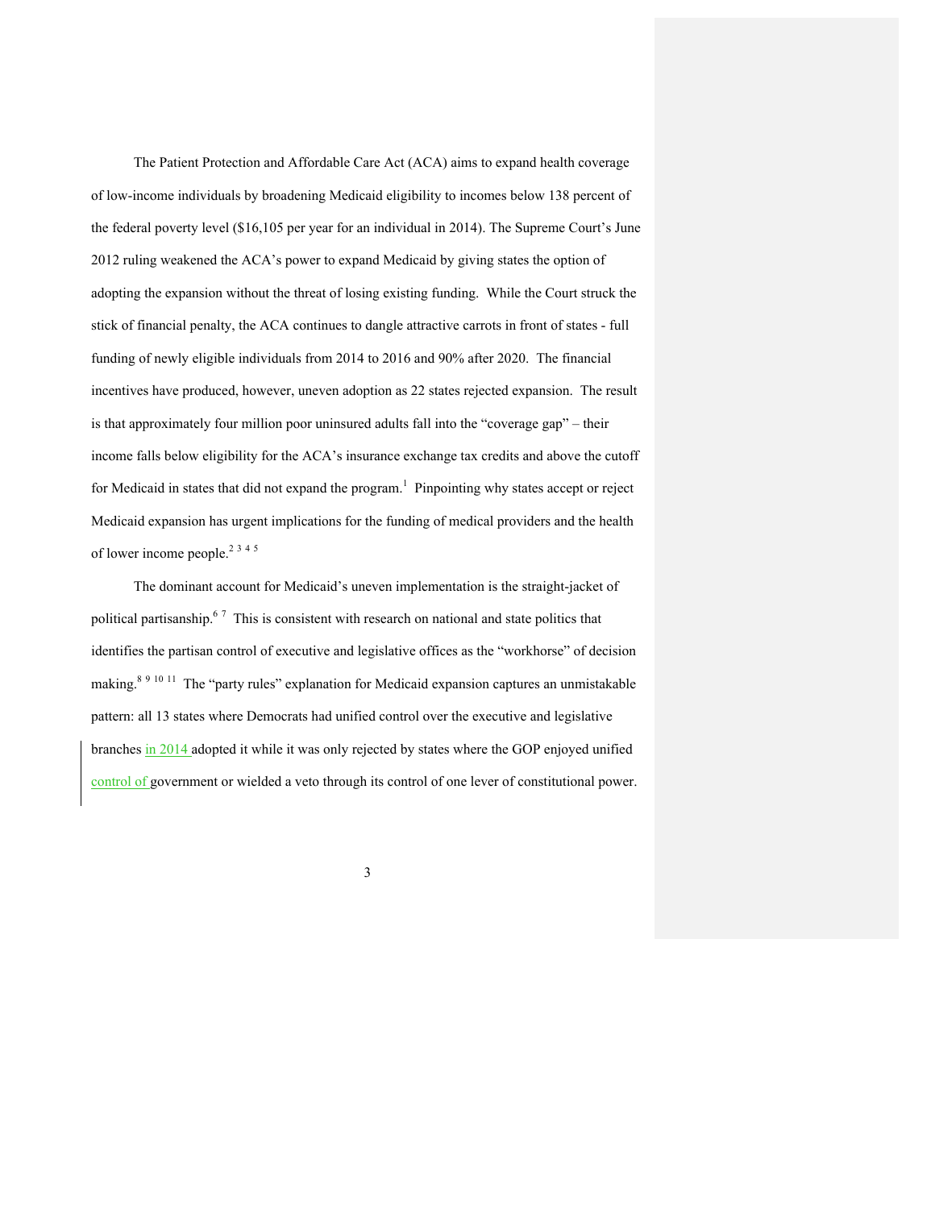The Patient Protection and Affordable Care Act (ACA) aims to expand health coverage of low-income individuals by broadening Medicaid eligibility to incomes below 138 percent of the federal poverty level ($16,105 per year for an individual in 2014). The Supreme Court's June 2012 ruling weakened the ACA's power to expand Medicaid by giving states the option of adopting the expansion without the threat of losing existing funding. While the Court struck the stick of financial penalty, the ACA continues to dangle attractive carrots in front of states - full funding of newly eligible individuals from 2014 to 2016 and 90% after 2020. The financial incentives have produced, however, uneven adoption as 22 states rejected expansion. The result is that approximately four million poor uninsured adults fall into the "coverage gap" – their income falls below eligibility for the ACA's insurance exchange tax credits and above the cutoff for Medicaid in states that did not expand the program.[1] Pinpointing why states accept or reject Medicaid expansion has urgent implications for the funding of medical providers and the health of lower income people.[2 3 4 5]

The dominant account for Medicaid's uneven implementation is the straight-jacket of political partisanship.[6 7] This is consistent with research on national and state politics that identifies the partisan control of executive and legislative offices as the "workhorse" of decision making.[8 9 10 11] The "party rules" explanation for Medicaid expansion captures an unmistakable pattern: all 13 states where Democrats had unified control over the executive and legislative branches in 2014 adopted it while it was only rejected by states where the GOP enjoyed unified control of government or wielded a veto through its control of one lever of constitutional power.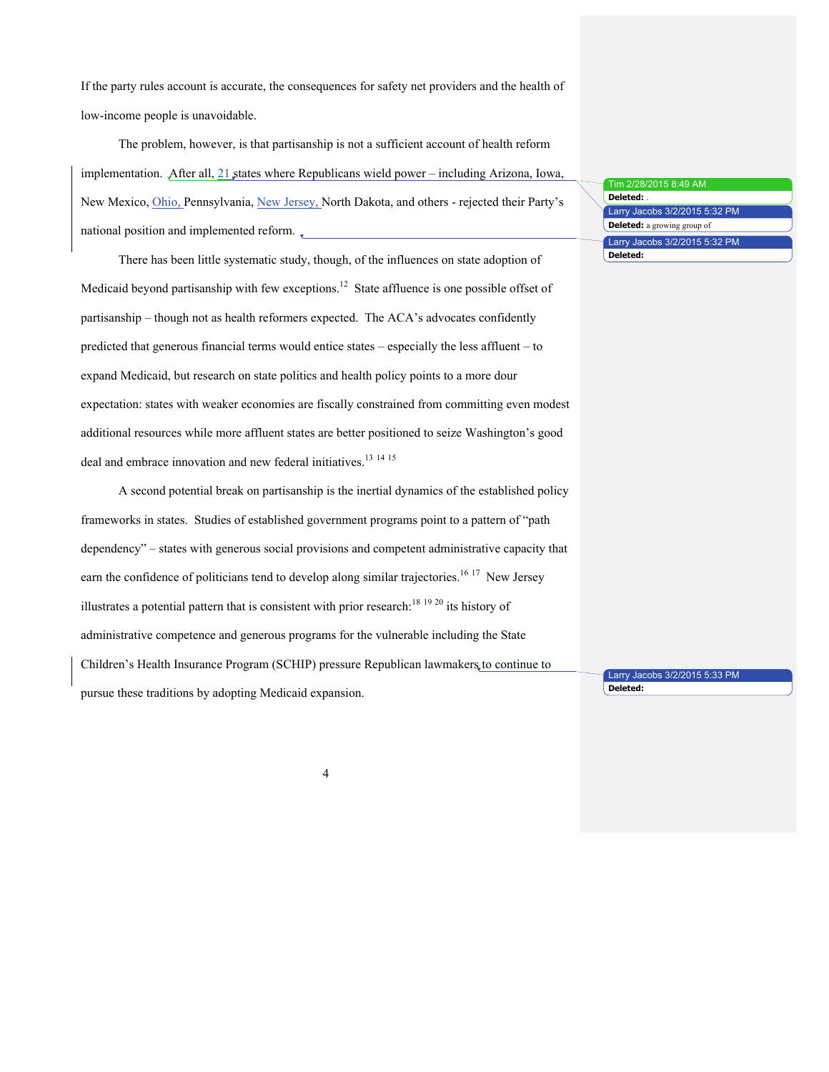If the party rules account is accurate, the consequences for safety net providers and the health of low-income people is unavoidable.

The problem, however, is that partisanship is not a sufficient account of health reform implementation. After all, 21 states where Republicans wield power – including Arizona, Iowa, New Mexico, Ohio, Pennsylvania, New Jersey, North Dakota, and others - rejected their Party's national position and implemented reform.

There has been little systematic study, though, of the influences on state adoption of Medicaid beyond partisanship with few exceptions.[12] State affluence is one possible offset of partisanship – though not as health reformers expected. The ACA's advocates confidently predicted that generous financial terms would entice states – especially the less affluent – to expand Medicaid, but research on state politics and health policy points to a more dour expectation: states with weaker economies are fiscally constrained from committing even modest additional resources while more affluent states are better positioned to seize Washington's good deal and embrace innovation and new federal initiatives.[13] [14] [15]

A second potential break on partisanship is the inertial dynamics of the established policy frameworks in states. Studies of established government programs point to a pattern of "path dependency" – states with generous social provisions and competent administrative capacity that earn the confidence of politicians tend to develop along similar trajectories.[16] [17] New Jersey illustrates a potential pattern that is consistent with prior research:[18] [19] [20] its history of administrative competence and generous programs for the vulnerable including the State Children's Health Insurance Program (SCHIP) pressure Republican lawmakers to continue to pursue these traditions by adopting Medicaid expansion.

Tim 2/28/2015 8:49 AM
**Deleted:** .

Larry Jacobs 3/2/2015 5:32 PM
**Deleted:** a growing group of

Larry Jacobs 3/2/2015 5:32 PM
**Deleted:**

Larry Jacobs 3/2/2015 5:33 PM
**Deleted:**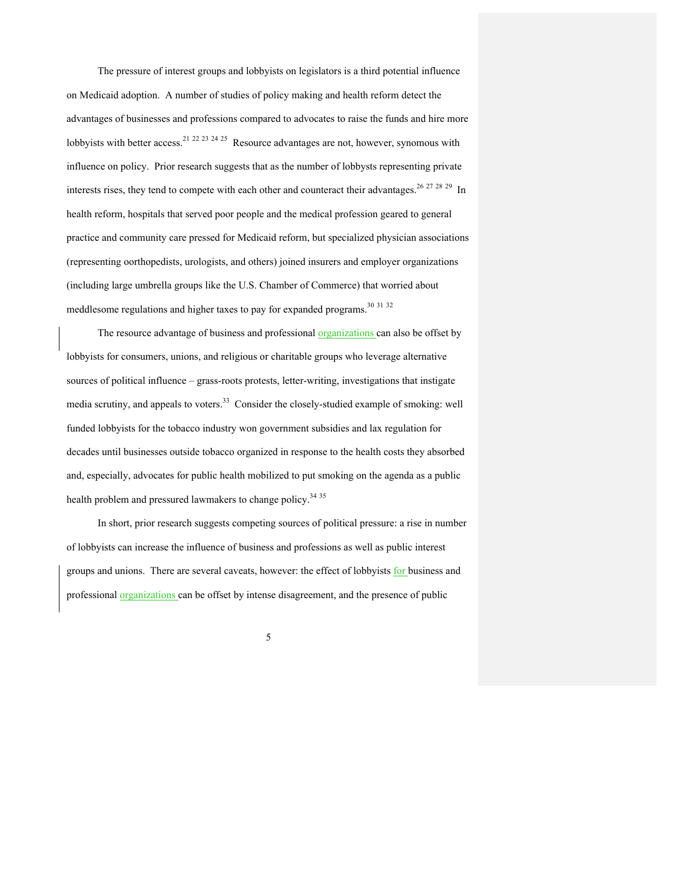The pressure of interest groups and lobbyists on legislators is a third potential influence on Medicaid adoption. A number of studies of policy making and health reform detect the advantages of businesses and professions compared to advocates to raise the funds and hire more lobbyists with better access.[21 22 23 24 25] Resource advantages are not, however, synomous with influence on policy. Prior research suggests that as the number of lobbysts representing private interests rises, they tend to compete with each other and counteract their advantages.[26 27 28 29] In health reform, hospitals that served poor people and the medical profession geared to general practice and community care pressed for Medicaid reform, but specialized physician associations (representing oorthopedists, urologists, and others) joined insurers and employer organizations (including large umbrella groups like the U.S. Chamber of Commerce) that worried about meddlesome regulations and higher taxes to pay for expanded programs.[30 31 32]

The resource advantage of business and professional organizations can also be offset by lobbyists for consumers, unions, and religious or charitable groups who leverage alternative sources of political influence – grass-roots protests, letter-writing, investigations that instigate media scrutiny, and appeals to voters.[33] Consider the closely-studied example of smoking: well funded lobbyists for the tobacco industry won government subsidies and lax regulation for decades until businesses outside tobacco organized in response to the health costs they absorbed and, especially, advocates for public health mobilized to put smoking on the agenda as a public health problem and pressured lawmakers to change policy.[34 35]

In short, prior research suggests competing sources of political pressure: a rise in number of lobbyists can increase the influence of business and professions as well as public interest groups and unions. There are several caveats, however: the effect of lobbyists for business and professional organizations can be offset by intense disagreement, and the presence of public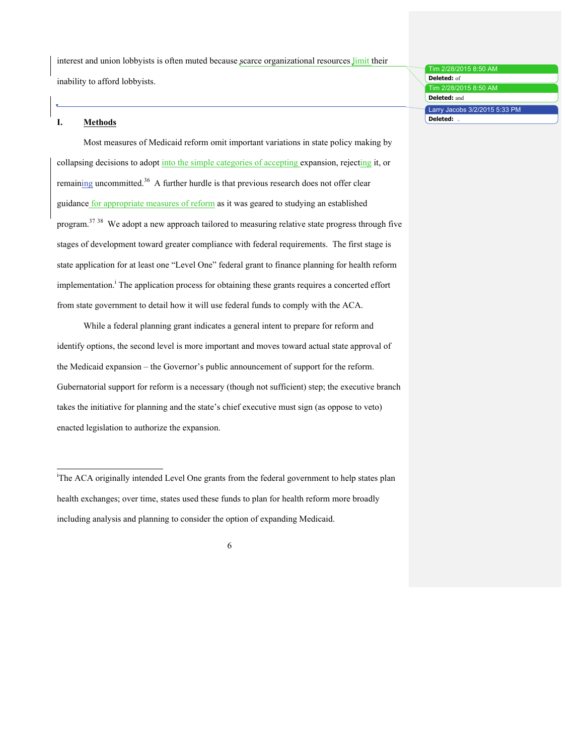interest and union lobbyists is often muted because scarce organizational resources limit their inability to afford lobbyists.

## I. Methods

Most measures of Medicaid reform omit important variations in state policy making by collapsing decisions to adopt into the simple categories of accepting expansion, rejecting it, or remaining uncommitted.[36] A further hurdle is that previous research does not offer clear guidance for appropriate measures of reform as it was geared to studying an established program.[37] [38] We adopt a new approach tailored to measuring relative state progress through five stages of development toward greater compliance with federal requirements. The first stage is state application for at least one "Level One" federal grant to finance planning for health reform implementation.[i] The application process for obtaining these grants requires a concerted effort from state government to detail how it will use federal funds to comply with the ACA.

While a federal planning grant indicates a general intent to prepare for reform and identify options, the second level is more important and moves toward actual state approval of the Medicaid expansion – the Governor's public announcement of support for the reform. Gubernatorial support for reform is a necessary (though not sufficient) step; the executive branch takes the initiative for planning and the state's chief executive must sign (as oppose to veto) enacted legislation to authorize the expansion.

---

[i] The ACA originally intended Level One grants from the federal government to help states plan health exchanges; over time, states used these funds to plan for health reform more broadly including analysis and planning to consider the option of expanding Medicaid.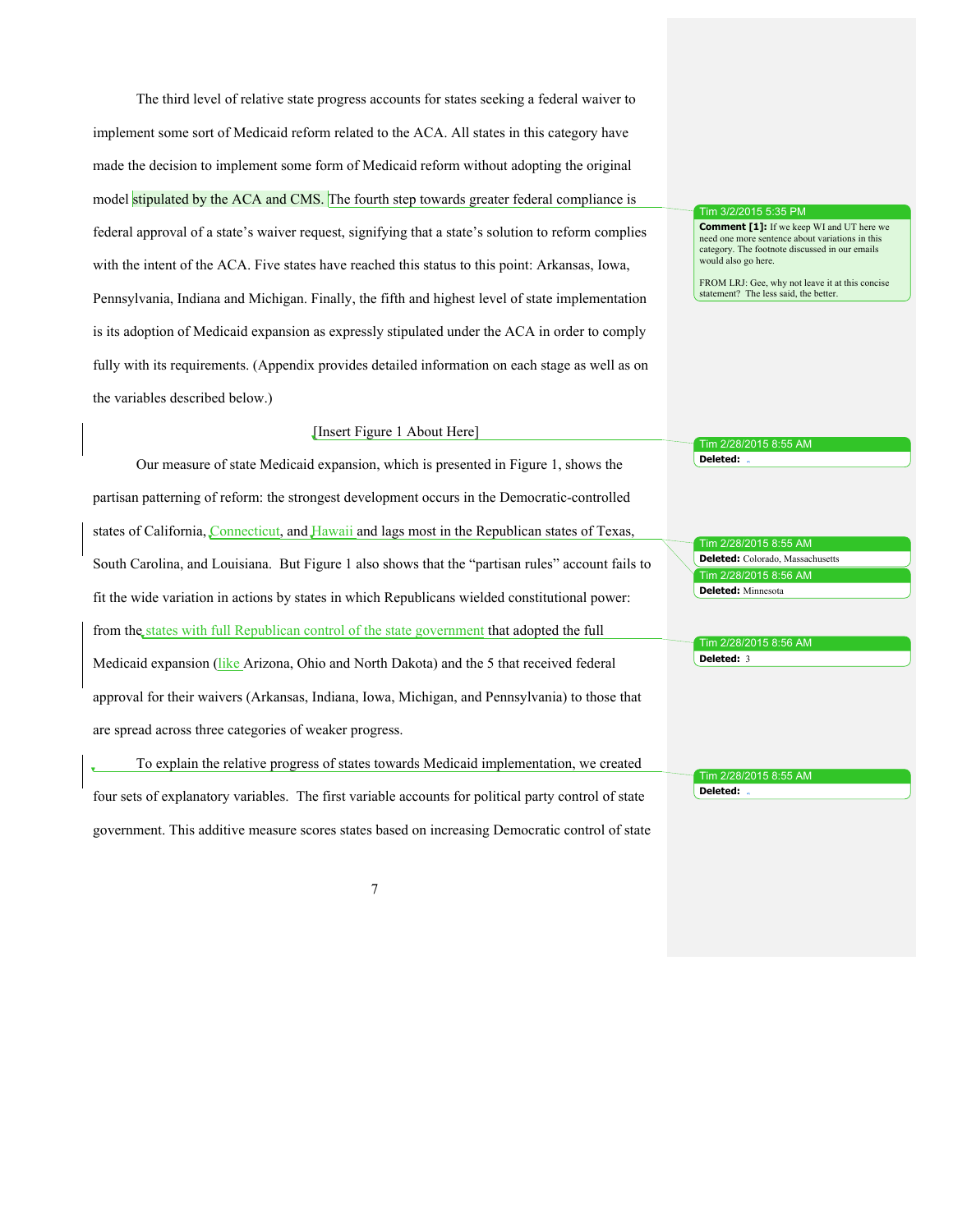The third level of relative state progress accounts for states seeking a federal waiver to implement some sort of Medicaid reform related to the ACA. All states in this category have made the decision to implement some form of Medicaid reform without adopting the original model stipulated by the ACA and CMS. The fourth step towards greater federal compliance is federal approval of a state's waiver request, signifying that a state's solution to reform complies with the intent of the ACA. Five states have reached this status to this point: Arkansas, Iowa, Pennsylvania, Indiana and Michigan. Finally, the fifth and highest level of state implementation is its adoption of Medicaid expansion as expressly stipulated under the ACA in order to comply fully with its requirements. (Appendix provides detailed information on each stage as well as on the variables described below.)

[Insert Figure 1 About Here]

Our measure of state Medicaid expansion, which is presented in Figure 1, shows the partisan patterning of reform: the strongest development occurs in the Democratic-controlled states of California, Connecticut, and Hawaii and lags most in the Republican states of Texas, South Carolina, and Louisiana. But Figure 1 also shows that the "partisan rules" account fails to fit the wide variation in actions by states in which Republicans wielded constitutional power: from the states with full Republican control of the state government that adopted the full Medicaid expansion (like Arizona, Ohio and North Dakota) and the 5 that received federal approval for their waivers (Arkansas, Indiana, Iowa, Michigan, and Pennsylvania) to those that are spread across three categories of weaker progress.

To explain the relative progress of states towards Medicaid implementation, we created four sets of explanatory variables. The first variable accounts for political party control of state government. This additive measure scores states based on increasing Democratic control of state

Tim 3/2/2015 5:35 PM
**Comment [1]:** If we keep WI and UT here we need one more sentence about variations in this category. The footnote discussed in our emails would also go here.

FROM LRJ: Gee, why not leave it at this concise statement? The less said, the better.

Tim 2/28/2015 8:55 AM
**Deleted:**

Tim 2/28/2015 8:55 AM
**Deleted:** Colorado, Massachusetts

Tim 2/28/2015 8:56 AM
**Deleted:** Minnesota

Tim 2/28/2015 8:56 AM
**Deleted:** 3

Tim 2/28/2015 8:55 AM
**Deleted:**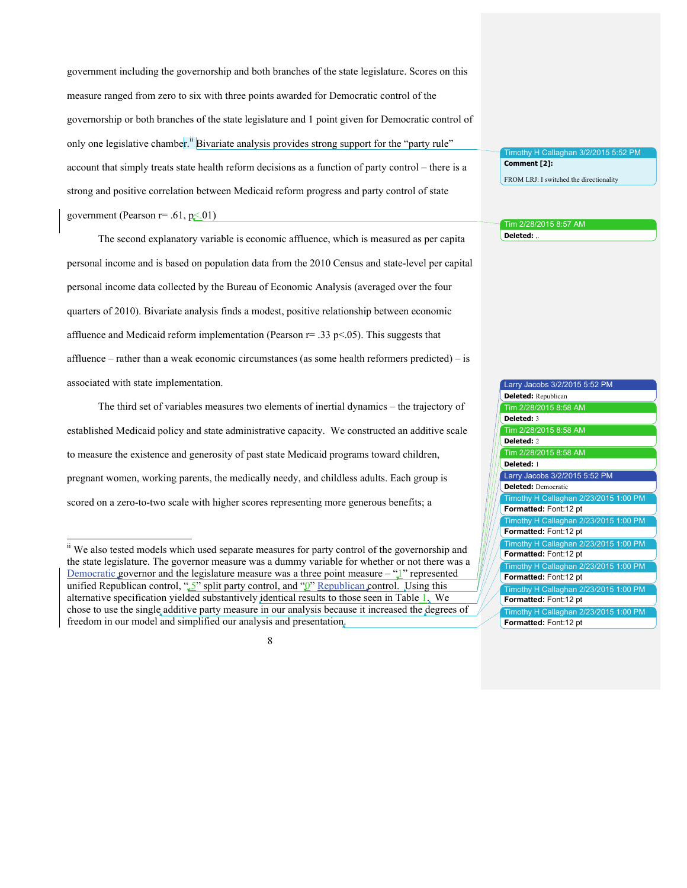government including the governorship and both branches of the state legislature. Scores on this measure ranged from zero to six with three points awarded for Democratic control of the governorship or both branches of the state legislature and 1 point given for Democratic control of only one legislative chamber.[ii] Bivariate analysis provides strong support for the "party rule" account that simply treats state health reform decisions as a function of party control – there is a strong and positive correlation between Medicaid reform progress and party control of state government (Pearson $r = .61$, $p < .01$)

The second explanatory variable is economic affluence, which is measured as per capita personal income and is based on population data from the 2010 Census and state-level per capital personal income data collected by the Bureau of Economic Analysis (averaged over the four quarters of 2010). Bivariate analysis finds a modest, positive relationship between economic affluence and Medicaid reform implementation (Pearson $r = .33$ $p < .05$). This suggests that affluence – rather than a weak economic circumstances (as some health reformers predicted) – is associated with state implementation.

The third set of variables measures two elements of inertial dynamics – the trajectory of established Medicaid policy and state administrative capacity. We constructed an additive scale to measure the existence and generosity of past state Medicaid programs toward children, pregnant women, working parents, the medically needy, and childless adults. Each group is scored on a zero-to-two scale with higher scores representing more generous benefits; a

---

[ii] We also tested models which used separate measures for party control of the governorship and the state legislature. The governor measure was a dummy variable for whether or not there was a Democratic governor and the legislature measure was a three point measure – "1" represented unified Republican control, ".5" split party control, and "0" Republican control. Using this alternative specification yielded substantively identical results to those seen in Table 1. We chose to use the single additive party measure in our analysis because it increased the degrees of freedom in our model and simplified our analysis and presentation.

Timothy H Callaghan 3/2/2015 5:52 PM
**Comment [2]:**
FROM LRJ: I switched the directionality

Tim 2/28/2015 8:57 AM
**Deleted:** ,.

Larry Jacobs 3/2/2015 5:52 PM
**Deleted:** Republican

Tim 2/28/2015 8:58 AM
**Deleted:** 3

Tim 2/28/2015 8:58 AM
**Deleted:** 2

Tim 2/28/2015 8:58 AM
**Deleted:** 1

Larry Jacobs 3/2/2015 5:52 PM
**Deleted:** Democratic

Timothy H Callaghan 2/23/2015 1:00 PM
**Formatted:** Font:12 pt

Timothy H Callaghan 2/23/2015 1:00 PM
**Formatted:** Font:12 pt

Timothy H Callaghan 2/23/2015 1:00 PM
**Formatted:** Font:12 pt

Timothy H Callaghan 2/23/2015 1:00 PM
**Formatted:** Font:12 pt

Timothy H Callaghan 2/23/2015 1:00 PM
**Formatted:** Font:12 pt

Timothy H Callaghan 2/23/2015 1:00 PM
**Formatted:** Font:12 pt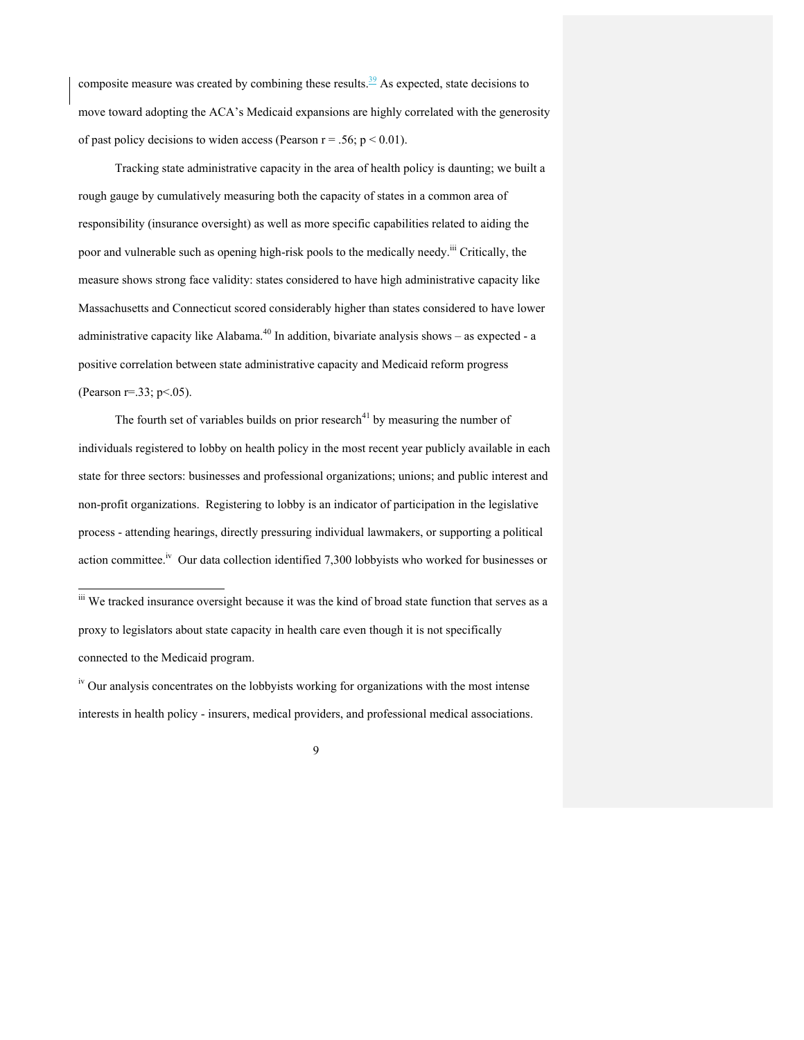composite measure was created by combining these results.[39] As expected, state decisions to move toward adopting the ACA's Medicaid expansions are highly correlated with the generosity of past policy decisions to widen access (Pearson $r = .56$; $p < 0.01$).

Tracking state administrative capacity in the area of health policy is daunting; we built a rough gauge by cumulatively measuring both the capacity of states in a common area of responsibility (insurance oversight) as well as more specific capabilities related to aiding the poor and vulnerable such as opening high-risk pools to the medically needy.[iii] Critically, the measure shows strong face validity: states considered to have high administrative capacity like Massachusetts and Connecticut scored considerably higher than states considered to have lower administrative capacity like Alabama.[40] In addition, bivariate analysis shows – as expected - a positive correlation between state administrative capacity and Medicaid reform progress (Pearson $r=.33$; $p<.05$).

The fourth set of variables builds on prior research[41] by measuring the number of individuals registered to lobby on health policy in the most recent year publicly available in each state for three sectors: businesses and professional organizations; unions; and public interest and non-profit organizations. Registering to lobby is an indicator of participation in the legislative process - attending hearings, directly pressuring individual lawmakers, or supporting a political action committee.[iv] Our data collection identified 7,300 lobbyists who worked for businesses or

---

[iii] We tracked insurance oversight because it was the kind of broad state function that serves as a proxy to legislators about state capacity in health care even though it is not specifically connected to the Medicaid program.

[iv] Our analysis concentrates on the lobbyists working for organizations with the most intense interests in health policy - insurers, medical providers, and professional medical associations.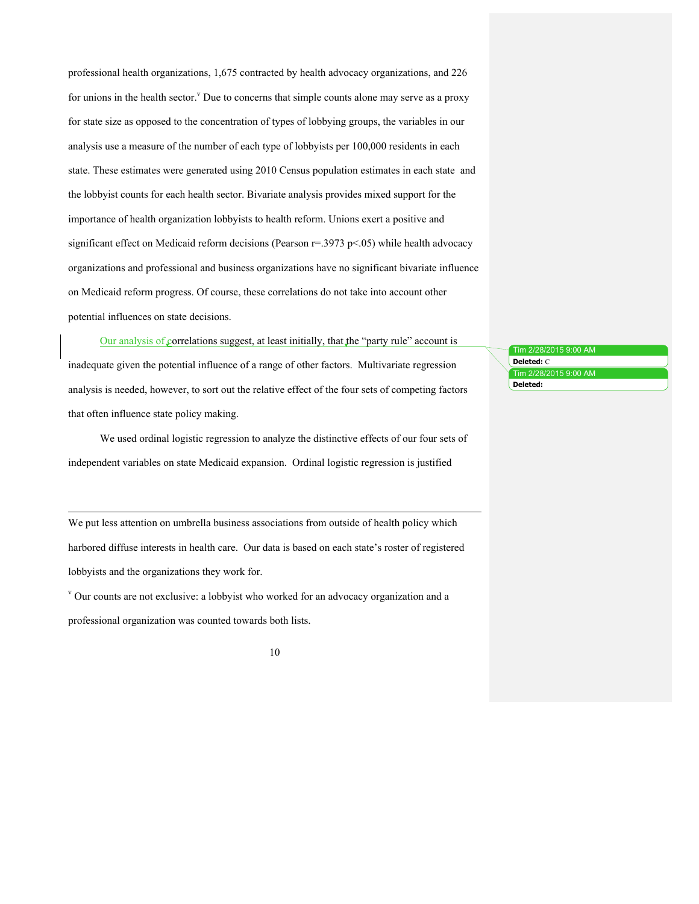professional health organizations, 1,675 contracted by health advocacy organizations, and 226 for unions in the health sector.[v] Due to concerns that simple counts alone may serve as a proxy for state size as opposed to the concentration of types of lobbying groups, the variables in our analysis use a measure of the number of each type of lobbyists per 100,000 residents in each state. These estimates were generated using 2010 Census population estimates in each state and the lobbyist counts for each health sector. Bivariate analysis provides mixed support for the importance of health organization lobbyists to health reform. Unions exert a positive and significant effect on Medicaid reform decisions (Pearson $r=.3973$ $p<.05$) while health advocacy organizations and professional and business organizations have no significant bivariate influence on Medicaid reform progress. Of course, these correlations do not take into account other potential influences on state decisions.

Our analysis of correlations suggest, at least initially, that the "party rule" account is inadequate given the potential influence of a range of other factors. Multivariate regression analysis is needed, however, to sort out the relative effect of the four sets of competing factors that often influence state policy making.

We used ordinal logistic regression to analyze the distinctive effects of our four sets of independent variables on state Medicaid expansion. Ordinal logistic regression is justified

---

We put less attention on umbrella business associations from outside of health policy which harbored diffuse interests in health care. Our data is based on each state's roster of registered lobbyists and the organizations they work for.

[v] Our counts are not exclusive: a lobbyist who worked for an advocacy organization and a professional organization was counted towards both lists.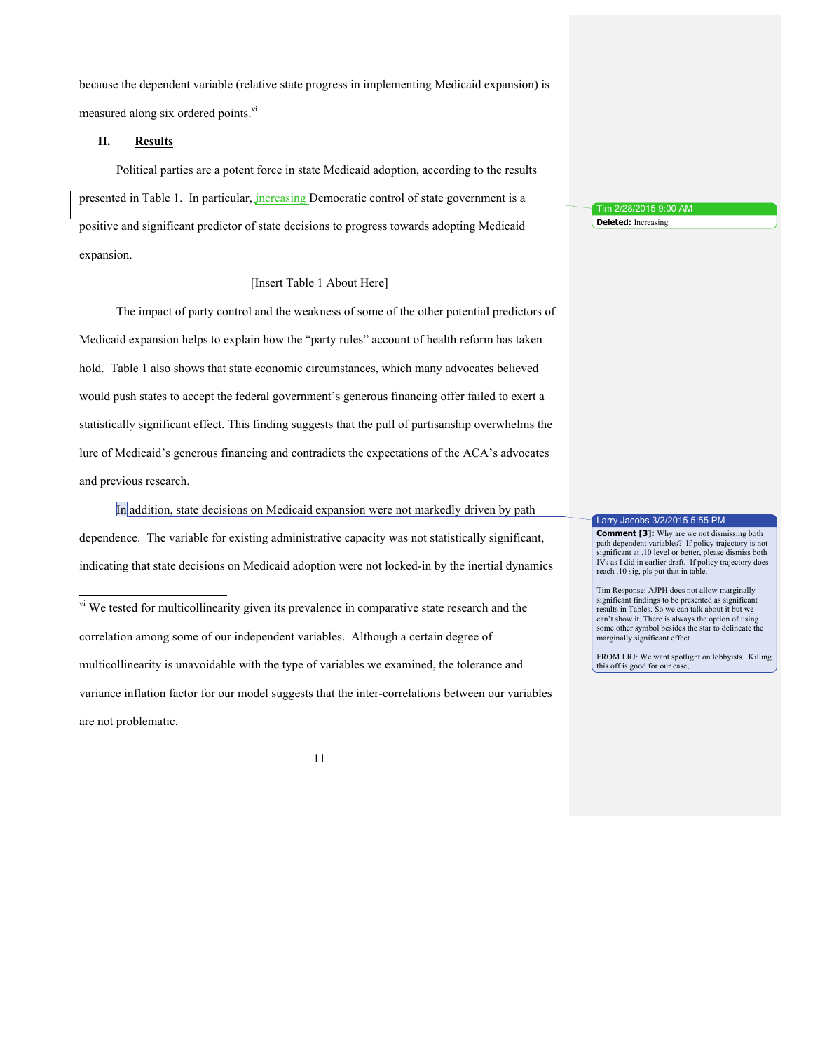because the dependent variable (relative state progress in implementing Medicaid expansion) is measured along six ordered points.[vi]

## II. Results

Political parties are a potent force in state Medicaid adoption, according to the results presented in Table 1. In particular, increasing Democratic control of state government is a positive and significant predictor of state decisions to progress towards adopting Medicaid expansion.

[Insert Table 1 About Here]

The impact of party control and the weakness of some of the other potential predictors of Medicaid expansion helps to explain how the "party rules" account of health reform has taken hold. Table 1 also shows that state economic circumstances, which many advocates believed would push states to accept the federal government's generous financing offer failed to exert a statistically significant effect. This finding suggests that the pull of partisanship overwhelms the lure of Medicaid's generous financing and contradicts the expectations of the ACA's advocates and previous research.

In addition, state decisions on Medicaid expansion were not markedly driven by path dependence. The variable for existing administrative capacity was not statistically significant, indicating that state decisions on Medicaid adoption were not locked-in by the inertial dynamics

---

[vi] We tested for multicollinearity given its prevalence in comparative state research and the correlation among some of our independent variables. Although a certain degree of multicollinearity is unavoidable with the type of variables we examined, the tolerance and variance inflation factor for our model suggests that the inter-correlations between our variables are not problematic.

---

Tim 2/28/2015 9:00 AM
**Deleted:** Increasing

Larry Jacobs 3/2/2015 5:55 PM
**Comment [3]:** Why are we not dismissing both path dependent variables? If policy trajectory is not significant at .10 level or better, please dismiss both IVs as I did in earlier draft. If policy trajectory does reach .10 sig, pls put that in table.

Tim Response: AJPH does not allow marginally significant findings to be presented as significant results in Tables. So we can talk about it but we can't show it. There is always the option of using some other symbol besides the star to delineate the marginally significant effect

FROM LRJ: We want spotlight on lobbyists. Killing this off is good for our case,.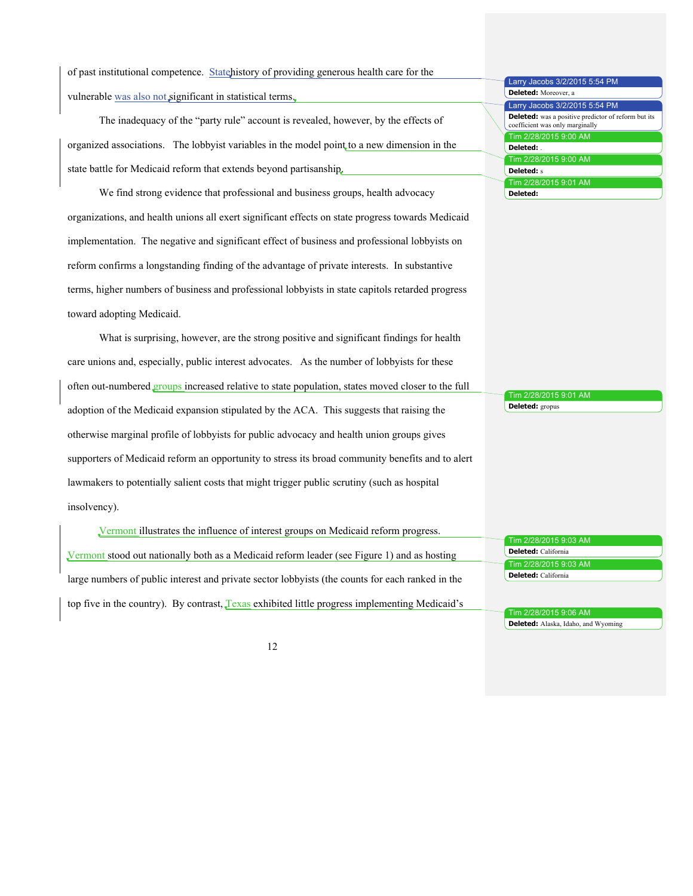of past institutional competence. State history of providing generous health care for the vulnerable was also not significant in statistical terms.

The inadequacy of the "party rule" account is revealed, however, by the effects of organized associations. The lobbyist variables in the model point to a new dimension in the state battle for Medicaid reform that extends beyond partisanship.

We find strong evidence that professional and business groups, health advocacy organizations, and health unions all exert significant effects on state progress towards Medicaid implementation. The negative and significant effect of business and professional lobbyists on reform confirms a longstanding finding of the advantage of private interests. In substantive terms, higher numbers of business and professional lobbyists in state capitols retarded progress toward adopting Medicaid.

What is surprising, however, are the strong positive and significant findings for health care unions and, especially, public interest advocates. As the number of lobbyists for these often out-numbered groups increased relative to state population, states moved closer to the full adoption of the Medicaid expansion stipulated by the ACA. This suggests that raising the otherwise marginal profile of lobbyists for public advocacy and health union groups gives supporters of Medicaid reform an opportunity to stress its broad community benefits and to alert lawmakers to potentially salient costs that might trigger public scrutiny (such as hospital insolvency).

Vermont illustrates the influence of interest groups on Medicaid reform progress. Vermont stood out nationally both as a Medicaid reform leader (see Figure 1) and as hosting large numbers of public interest and private sector lobbyists (the counts for each ranked in the top five in the country). By contrast, Texas exhibited little progress implementing Medicaid's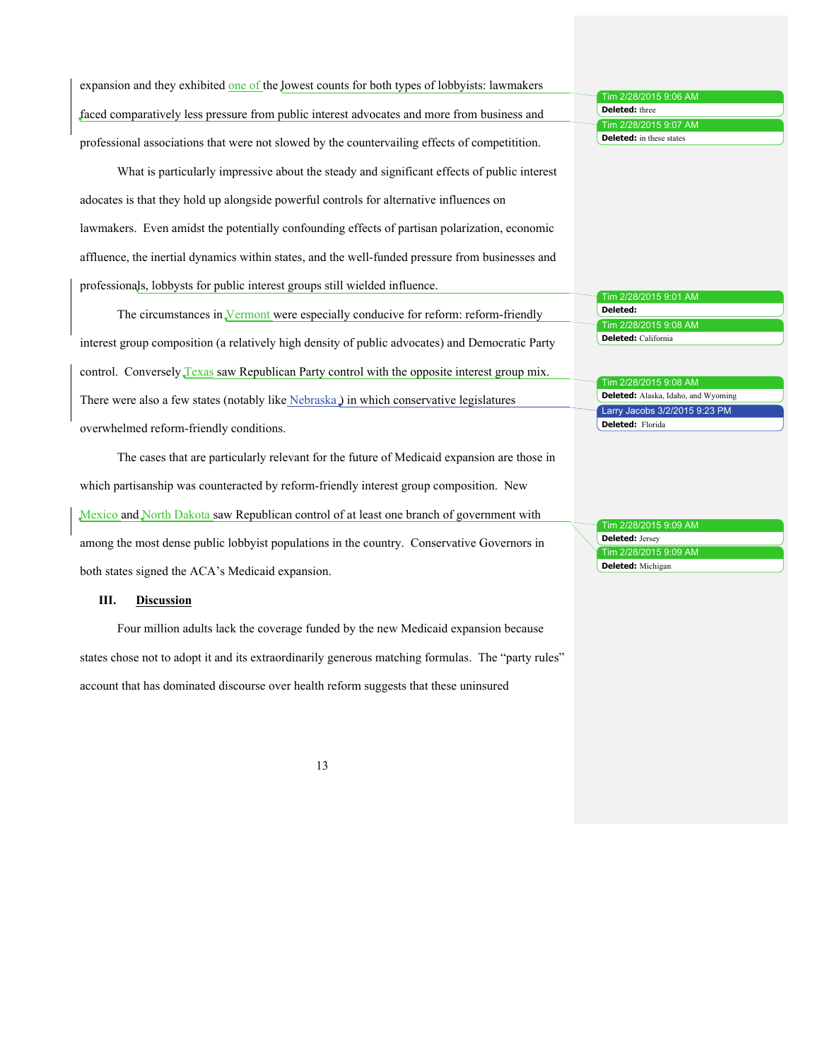expansion and they exhibited one of the lowest counts for both types of lobbyists: lawmakers faced comparatively less pressure from public interest advocates and more from business and professional associations that were not slowed by the countervailing effects of competitition.

What is particularly impressive about the steady and significant effects of public interest adocates is that they hold up alongside powerful controls for alternative influences on lawmakers. Even amidst the potentially confounding effects of partisan polarization, economic affluence, the inertial dynamics within states, and the well-funded pressure from businesses and professionals, lobbysts for public interest groups still wielded influence.

The circumstances in Vermont were especially conducive for reform: reform-friendly interest group composition (a relatively high density of public advocates) and Democratic Party control. Conversely Texas saw Republican Party control with the opposite interest group mix. There were also a few states (notably like Nebraska ) in which conservative legislatures overwhelmed reform-friendly conditions.

The cases that are particularly relevant for the future of Medicaid expansion are those in which partisanship was counteracted by reform-friendly interest group composition. New Mexico and North Dakota saw Republican control of at least one branch of government with among the most dense public lobbyist populations in the country. Conservative Governors in both states signed the ACA's Medicaid expansion.

## III. **Discussion**

Four million adults lack the coverage funded by the new Medicaid expansion because states chose not to adopt it and its extraordinarily generous matching formulas. The "party rules" account that has dominated discourse over health reform suggests that these uninsured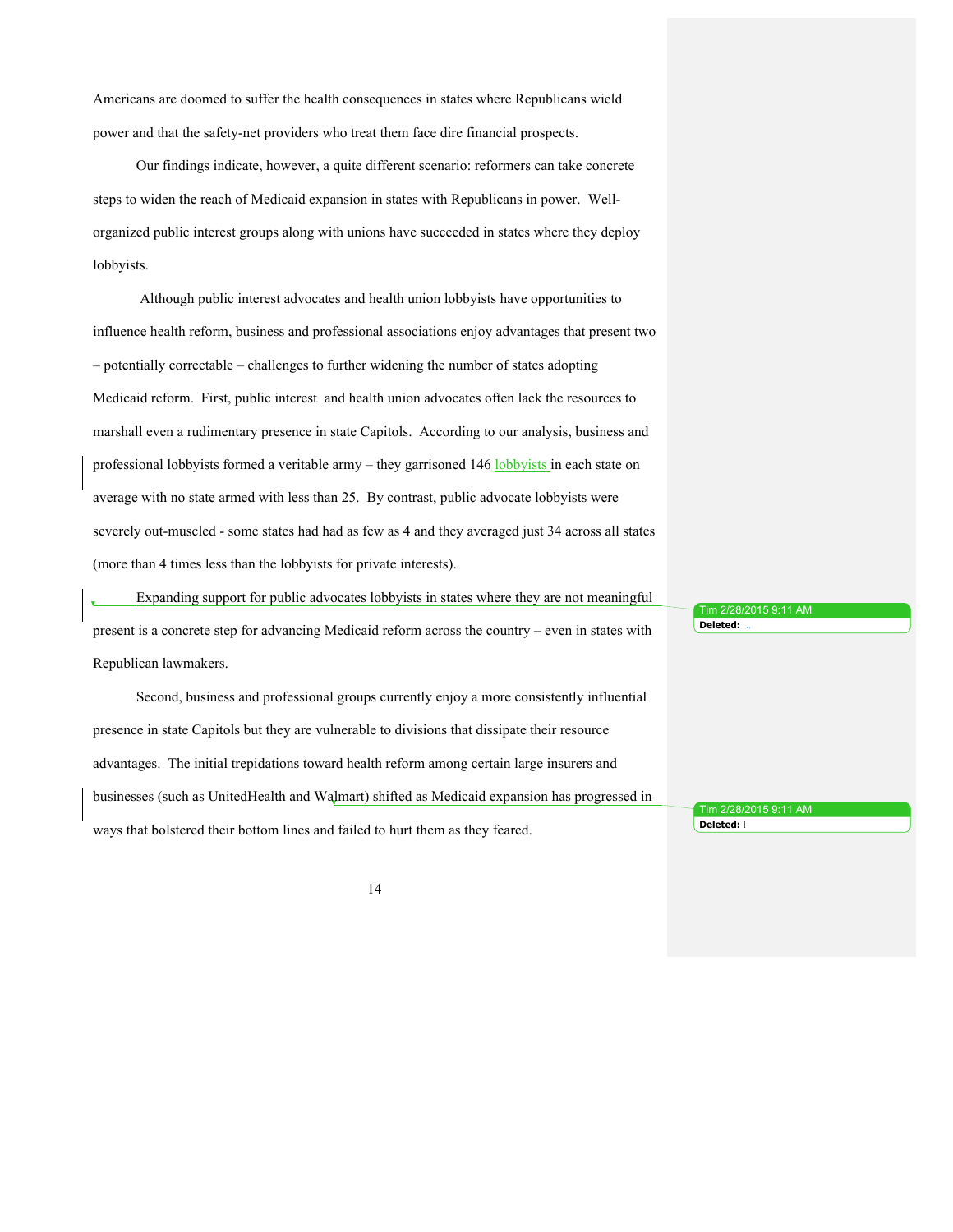Americans are doomed to suffer the health consequences in states where Republicans wield power and that the safety-net providers who treat them face dire financial prospects.

Our findings indicate, however, a quite different scenario: reformers can take concrete steps to widen the reach of Medicaid expansion in states with Republicans in power. Well-organized public interest groups along with unions have succeeded in states where they deploy lobbyists.

Although public interest advocates and health union lobbyists have opportunities to influence health reform, business and professional associations enjoy advantages that present two – potentially correctable – challenges to further widening the number of states adopting Medicaid reform. First, public interest and health union advocates often lack the resources to marshall even a rudimentary presence in state Capitols. According to our analysis, business and professional lobbyists formed a veritable army – they garrisoned 146 lobbyists in each state on average with no state armed with less than 25. By contrast, public advocate lobbyists were severely out-muscled - some states had had as few as 4 and they averaged just 34 across all states (more than 4 times less than the lobbyists for private interests).

Expanding support for public advocates lobbyists in states where they are not meaningful present is a concrete step for advancing Medicaid reform across the country – even in states with Republican lawmakers.

Second, business and professional groups currently enjoy a more consistently influential presence in state Capitols but they are vulnerable to divisions that dissipate their resource advantages. The initial trepidations toward health reform among certain large insurers and businesses (such as UnitedHealth and Walmart) shifted as Medicaid expansion has progressed in ways that bolstered their bottom lines and failed to hurt them as they feared.

Tim 2/28/2015 9:11 AM
**Deleted:**

Tim 2/28/2015 9:11 AM
**Deleted:** l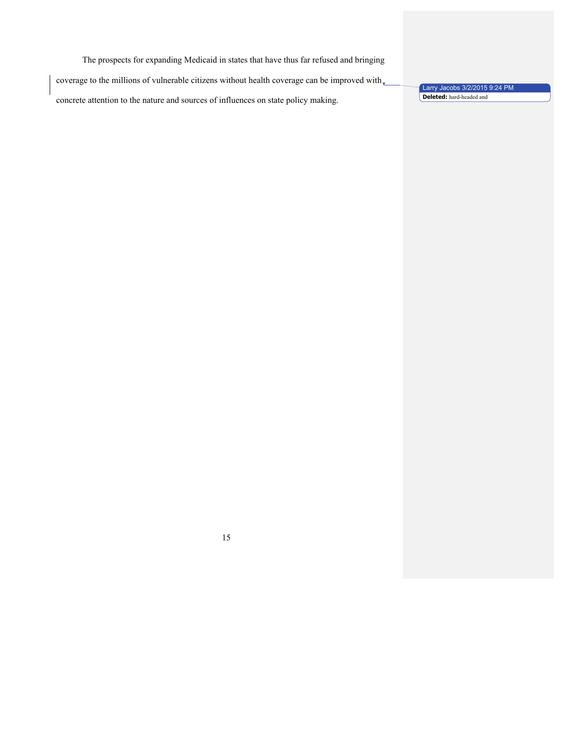The prospects for expanding Medicaid in states that have thus far refused and bringing coverage to the millions of vulnerable citizens without health coverage can be improved with concrete attention to the nature and sources of influences on state policy making.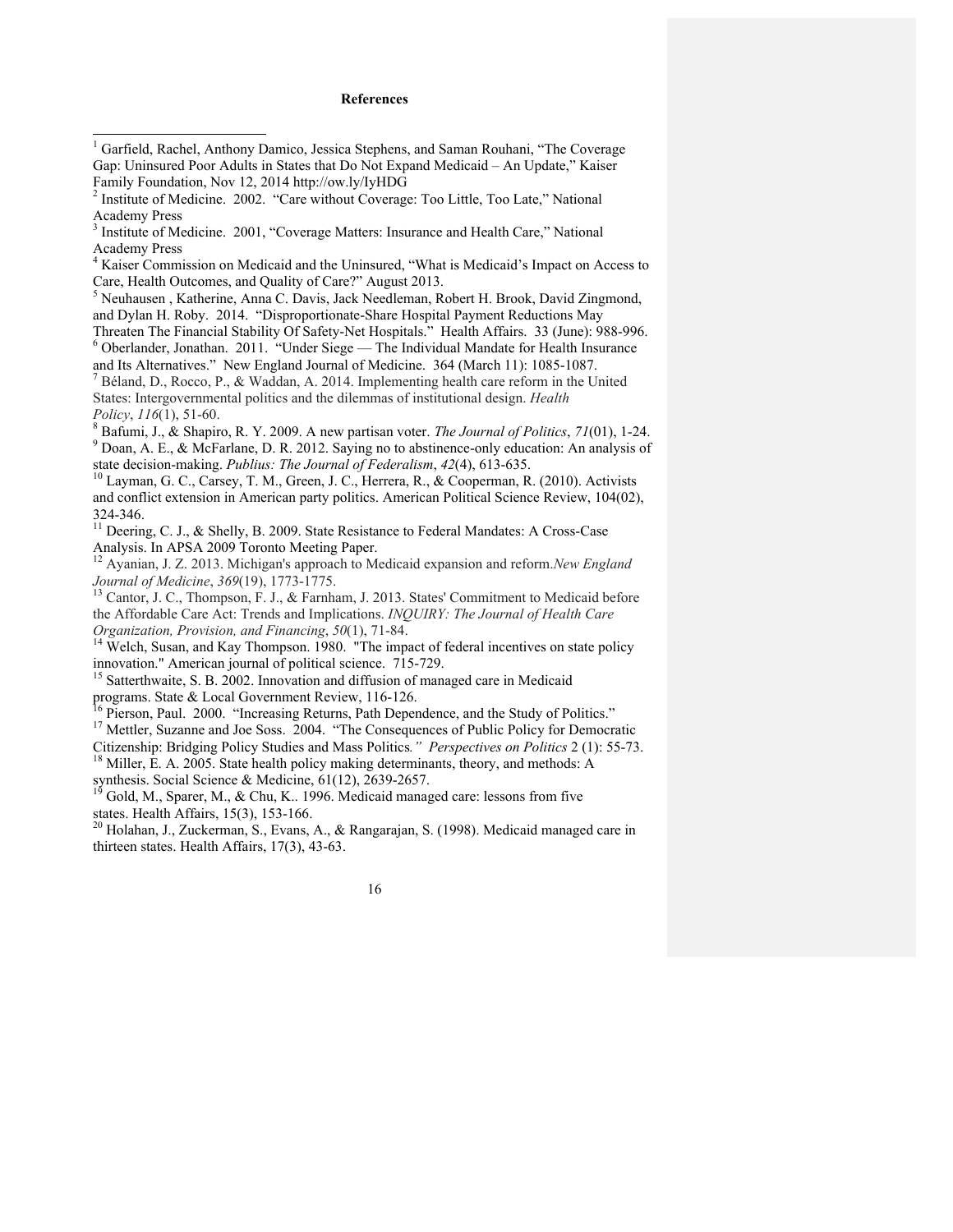**References**

[1] Garfield, Rachel, Anthony Damico, Jessica Stephens, and Saman Rouhani, "The Coverage Gap: Uninsured Poor Adults in States that Do Not Expand Medicaid – An Update," Kaiser Family Foundation, Nov 12, 2014 http://ow.ly/IyHDG

[2] Institute of Medicine. 2002. "Care without Coverage: Too Little, Too Late," National Academy Press

[3] Institute of Medicine. 2001, "Coverage Matters: Insurance and Health Care," National Academy Press

[4] Kaiser Commission on Medicaid and the Uninsured, "What is Medicaid's Impact on Access to Care, Health Outcomes, and Quality of Care?" August 2013.

[5] Neuhausen , Katherine, Anna C. Davis, Jack Needleman, Robert H. Brook, David Zingmond, and Dylan H. Roby. 2014. "Disproportionate-Share Hospital Payment Reductions May Threaten The Financial Stability Of Safety-Net Hospitals." Health Affairs. 33 (June): 988-996.

[6] Oberlander, Jonathan. 2011. "Under Siege — The Individual Mandate for Health Insurance and Its Alternatives." New England Journal of Medicine. 364 (March 11): 1085-1087.

[7] Béland, D., Rocco, P., & Waddan, A. 2014. Implementing health care reform in the United States: Intergovernmental politics and the dilemmas of institutional design. *Health Policy*, *116*(1), 51-60.

[8] Bafumi, J., & Shapiro, R. Y. 2009. A new partisan voter. *The Journal of Politics*, *71*(01), 1-24.

[9] Doan, A. E., & McFarlane, D. R. 2012. Saying no to abstinence-only education: An analysis of state decision-making. *Publius: The Journal of Federalism*, *42*(4), 613-635.

[10] Layman, G. C., Carsey, T. M., Green, J. C., Herrera, R., & Cooperman, R. (2010). Activists and conflict extension in American party politics. American Political Science Review, 104(02), 324-346.

[11] Deering, C. J., & Shelly, B. 2009. State Resistance to Federal Mandates: A Cross-Case Analysis. In APSA 2009 Toronto Meeting Paper.

[12] Ayanian, J. Z. 2013. Michigan's approach to Medicaid expansion and reform.*New England Journal of Medicine*, *369*(19), 1773-1775.

[13] Cantor, J. C., Thompson, F. J., & Farnham, J. 2013. States' Commitment to Medicaid before the Affordable Care Act: Trends and Implications. *INQUIRY: The Journal of Health Care Organization, Provision, and Financing*, *50*(1), 71-84.

[14] Welch, Susan, and Kay Thompson. 1980. "The impact of federal incentives on state policy innovation." American journal of political science. 715-729.

[15] Satterthwaite, S. B. 2002. Innovation and diffusion of managed care in Medicaid programs. State & Local Government Review, 116-126.

[16] Pierson, Paul. 2000. "Increasing Returns, Path Dependence, and the Study of Politics."

[17] Mettler, Suzanne and Joe Soss. 2004. "The Consequences of Public Policy for Democratic Citizenship: Bridging Policy Studies and Mass Politics*." Perspectives on Politics* 2 (1): 55-73.

[18] Miller, E. A. 2005. State health policy making determinants, theory, and methods: A synthesis. Social Science & Medicine, 61(12), 2639-2657.

[19] Gold, M., Sparer, M., & Chu, K.. 1996. Medicaid managed care: lessons from five states. Health Affairs, 15(3), 153-166.

[20] Holahan, J., Zuckerman, S., Evans, A., & Rangarajan, S. (1998). Medicaid managed care in thirteen states. Health Affairs, 17(3), 43-63.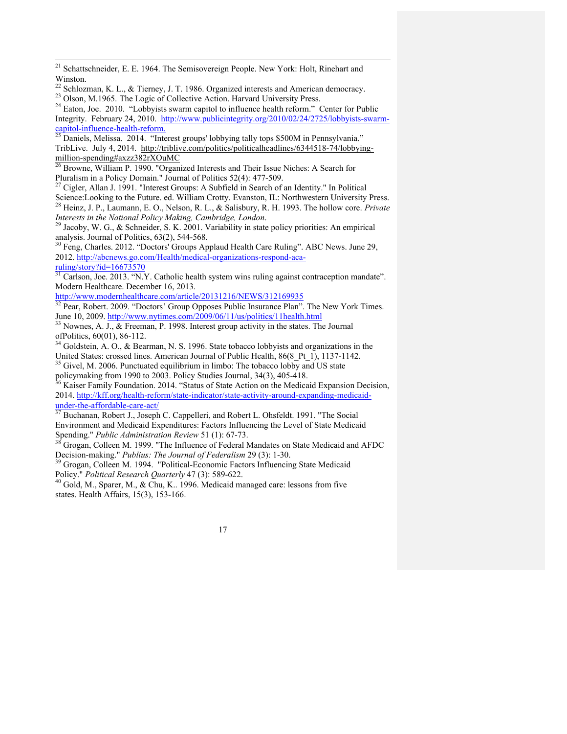[21] Schattschneider, E. E. 1964. The Semisovereign People. New York: Holt, Rinehart and Winston.

[22] Schlozman, K. L., & Tierney, J. T. 1986. Organized interests and American democracy.

[23] Olson, M.1965. The Logic of Collective Action. Harvard University Press.

[24] Eaton, Joe. 2010. "Lobbyists swarm capitol to influence health reform." Center for Public Integrity. February 24, 2010. http://www.publicintegrity.org/2010/02/24/2725/lobbyists-swarm-capitol-influence-health-reform.

[25] Daniels, Melissa. 2014. "Interest groups' lobbying tally tops $500M in Pennsylvania." TribLive. July 4, 2014. http://triblive.com/politics/politicalheadlines/6344518-74/lobbying-million-spending#axzz382rXOuMC

[26] Browne, William P. 1990. "Organized Interests and Their Issue Niches: A Search for Pluralism in a Policy Domain." Journal of Politics 52(4): 477-509.

[27] Cigler, Allan J. 1991. "Interest Groups: A Subfield in Search of an Identity." In Political Science:Looking to the Future. ed. William Crotty. Evanston, IL: Northwestern University Press.

[28] Heinz, J. P., Laumann, E. O., Nelson, R. L., & Salisbury, R. H. 1993. The hollow core. *Private Interests in the National Policy Making, Cambridge, London*.

[29] Jacoby, W. G., & Schneider, S. K. 2001. Variability in state policy priorities: An empirical analysis. Journal of Politics, 63(2), 544-568.

[30] Feng, Charles. 2012. "Doctors' Groups Applaud Health Care Ruling". ABC News. June 29, 2012. http://abcnews.go.com/Health/medical-organizations-respond-aca-ruling/story?id=16673570

[31] Carlson, Joe. 2013. "N.Y. Catholic health system wins ruling against contraception mandate". Modern Healthcare. December 16, 2013. http://www.modernhealthcare.com/article/20131216/NEWS/312169935

[32] Pear, Robert. 2009. "Doctors' Group Opposes Public Insurance Plan". The New York Times. June 10, 2009. http://www.nytimes.com/2009/06/11/us/politics/11health.html

[33] Nownes, A. J., & Freeman, P. 1998. Interest group activity in the states. The Journal ofPolitics, 60(01), 86-112.

[34] Goldstein, A. O., & Bearman, N. S. 1996. State tobacco lobbyists and organizations in the United States: crossed lines. American Journal of Public Health, 86(8_Pt_1), 1137-1142.

[35] Givel, M. 2006. Punctuated equilibrium in limbo: The tobacco lobby and US state policymaking from 1990 to 2003. Policy Studies Journal, 34(3), 405-418.

[36] Kaiser Family Foundation. 2014. "Status of State Action on the Medicaid Expansion Decision, 2014. http://kff.org/health-reform/state-indicator/state-activity-around-expanding-medicaid-under-the-affordable-care-act/

[37] Buchanan, Robert J., Joseph C. Cappelleri, and Robert L. Ohsfeldt. 1991. "The Social Environment and Medicaid Expenditures: Factors Influencing the Level of State Medicaid Spending." *Public Administration Review* 51 (1): 67-73.

[38] Grogan, Colleen M. 1999. "The Influence of Federal Mandates on State Medicaid and AFDC Decision-making." *Publius: The Journal of Federalism* 29 (3): 1-30.

[39] Grogan, Colleen M. 1994. "Political-Economic Factors Influencing State Medicaid Policy." *Political Research Quarterly* 47 (3): 589-622.

[40] Gold, M., Sparer, M., & Chu, K.. 1996. Medicaid managed care: lessons from five states. Health Affairs, 15(3), 153-166.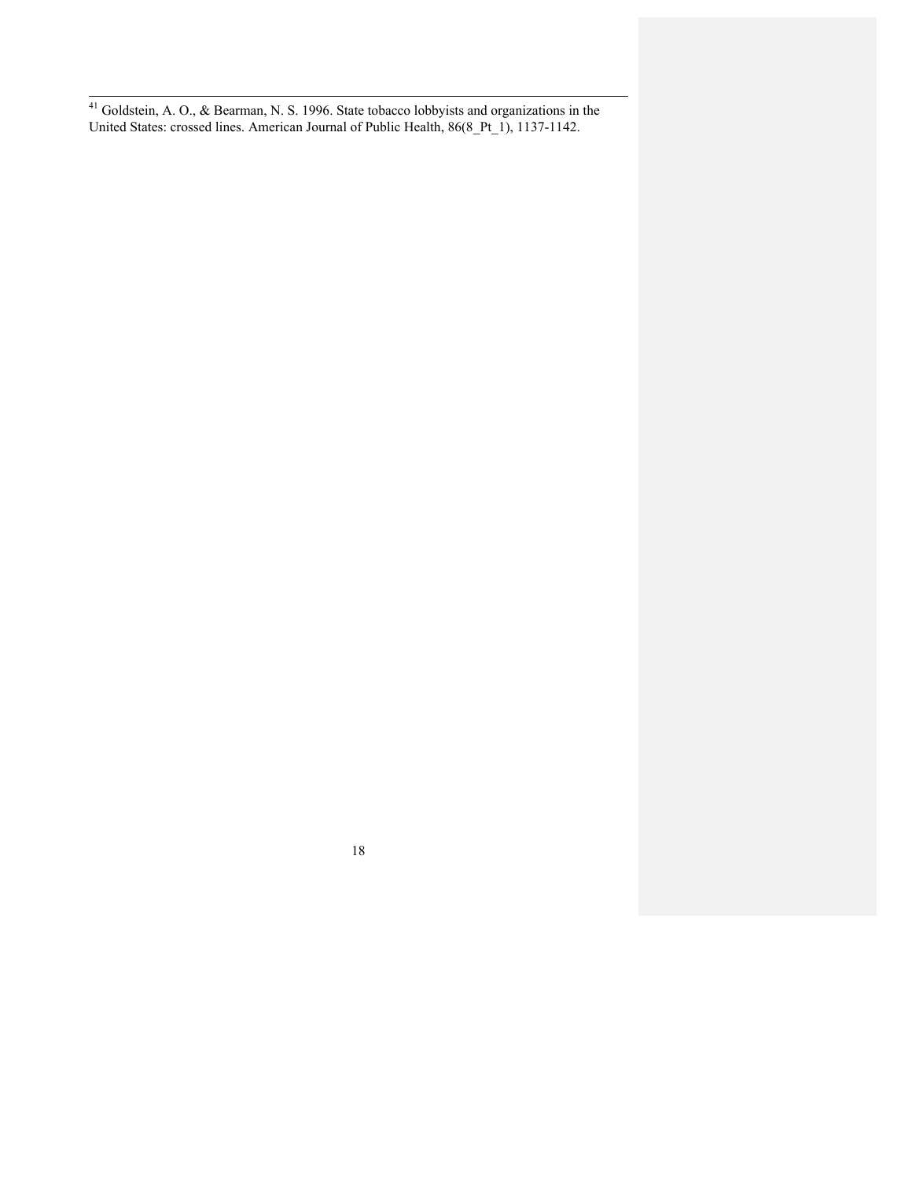[41] Goldstein, A. O., & Bearman, N. S. 1996. State tobacco lobbyists and organizations in the United States: crossed lines. American Journal of Public Health, 86(8_Pt_1), 1137-1142.